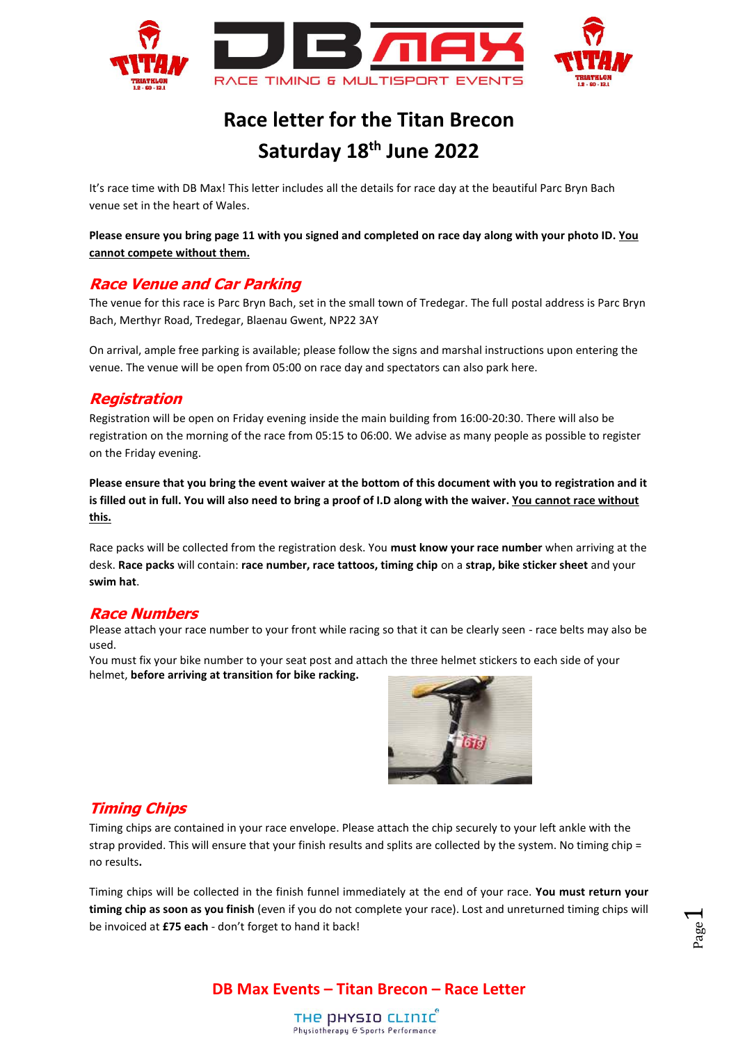# Race letter for the Titan Brecon

# Saturday 18th June 2022

It's race time with DB Max! This letter includes all the details for race day at the beautiful Parc Bryn Bach venue set in the heart of Wales.

**Please ensure you bring page 11 with you signed and completed on race day along with your photo ID. <u>You cannot compete without them.</u>**

## *Race Venue and Car Parking*

The venue for this race is Parc Bryn Bach, set in the small town of Tredegar. The full postal address is Parc Bryn Bach, Merthyr Road, Tredegar, Blaenau Gwent, NP22 3AY

On arrival, ample free parking is available; please follow the signs and marshal instructions upon entering the venue. The venue will be open from 05:00 on race day and spectators can also park here.

## *Registration*

Registration will be open on Friday evening inside the main building from 16:00-20:30. There will also be registration on the morning of the race from 05:15 to 06:00. We advise as many people as possible to register on the Friday evening.

**Please ensure that you bring the event waiver at the bottom of this document with you to registration and it is filled out in full. You will also need to bring a proof of I.D along with the waiver. <u>You cannot race without this.</u>**

Race packs will be collected from the registration desk. You **must know your race number** when arriving at the desk. **Race packs** will contain: **race number, race tattoos, timing chip** on a **strap, bike sticker sheet** and your **swim hat**.

## *Race Numbers*

Please attach your race number to your front while racing so that it can be clearly seen - race belts may also be used.

You must fix your bike number to your seat post and attach the three helmet stickers to each side of your helmet, **before arriving at transition for bike racking.**

## *Timing Chips*

Timing chips are contained in your race envelope. Please attach the chip securely to your left ankle with the strap provided. This will ensure that your finish results and splits are collected by the system. No timing chip = no results**.**

Timing chips will be collected in the finish funnel immediately at the end of your race. **You must return your timing chip as soon as you finish** (even if you do not complete your race). Lost and unreturned timing chips will be invoiced at **£75 each** - don't forget to hand it back!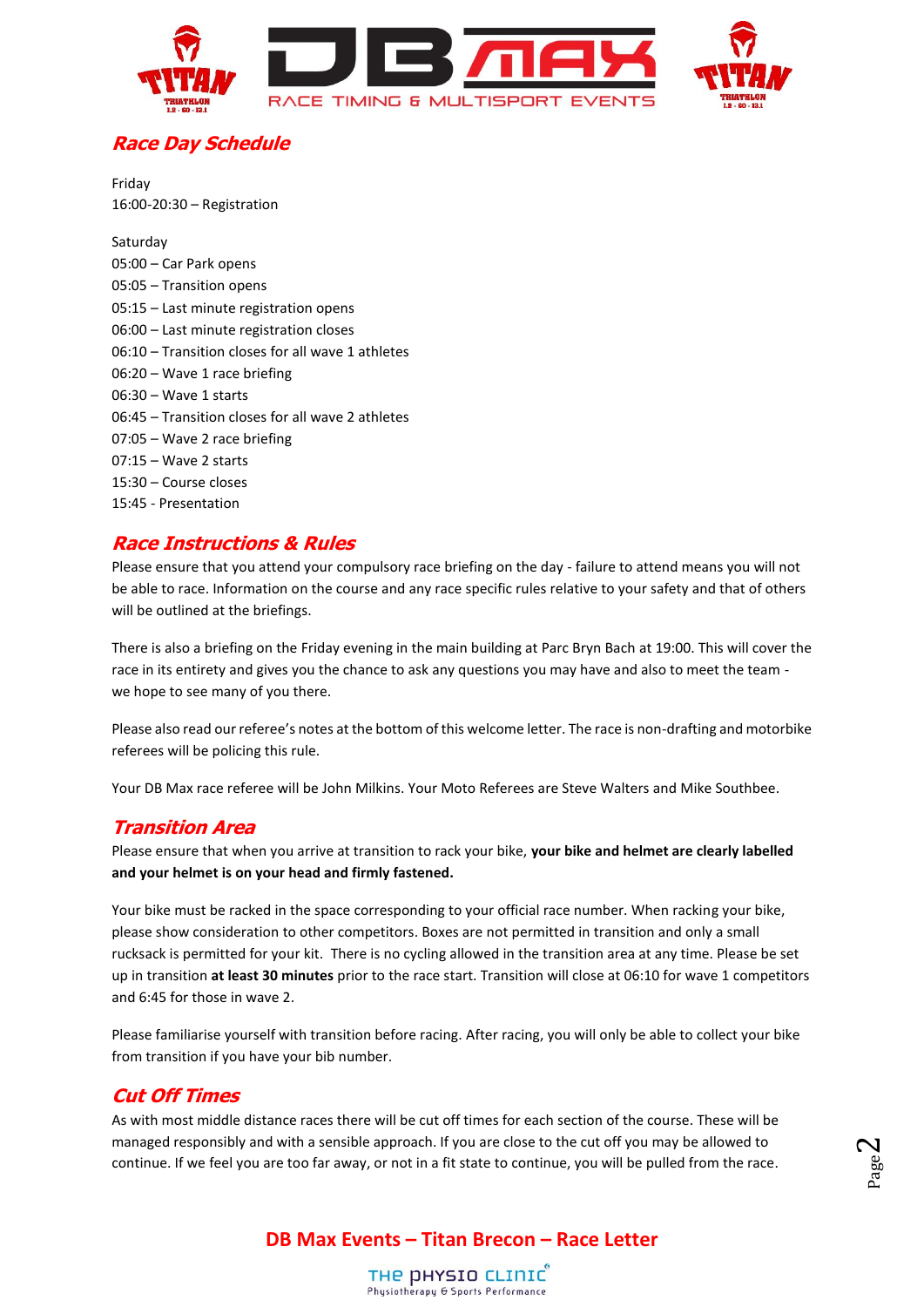## Race Day Schedule

Friday
16:00-20:30 – Registration

Saturday
05:00 – Car Park opens
05:05 – Transition opens
05:15 – Last minute registration opens
06:00 – Last minute registration closes
06:10 – Transition closes for all wave 1 athletes
06:20 – Wave 1 race briefing
06:30 – Wave 1 starts
06:45 – Transition closes for all wave 2 athletes
07:05 – Wave 2 race briefing
07:15 – Wave 2 starts
15:30 – Course closes
15:45 - Presentation

## Race Instructions & Rules

Please ensure that you attend your compulsory race briefing on the day - failure to attend means you will not be able to race. Information on the course and any race specific rules relative to your safety and that of others will be outlined at the briefings.

There is also a briefing on the Friday evening in the main building at Parc Bryn Bach at 19:00. This will cover the race in its entirety and gives you the chance to ask any questions you may have and also to meet the team - we hope to see many of you there.

Please also read our referee's notes at the bottom of this welcome letter. The race is non-drafting and motorbike referees will be policing this rule.

Your DB Max race referee will be John Milkins. Your Moto Referees are Steve Walters and Mike Southbee.

## Transition Area

Please ensure that when you arrive at transition to rack your bike, **your bike and helmet are clearly labelled and your helmet is on your head and firmly fastened.**

Your bike must be racked in the space corresponding to your official race number. When racking your bike, please show consideration to other competitors. Boxes are not permitted in transition and only a small rucksack is permitted for your kit. There is no cycling allowed in the transition area at any time. Please be set up in transition **at least 30 minutes** prior to the race start. Transition will close at 06:10 for wave 1 competitors and 6:45 for those in wave 2.

Please familiarise yourself with transition before racing. After racing, you will only be able to collect your bike from transition if you have your bib number.

## Cut Off Times

As with most middle distance races there will be cut off times for each section of the course. These will be managed responsibly and with a sensible approach. If you are close to the cut off you may be allowed to continue. If we feel you are too far away, or not in a fit state to continue, you will be pulled from the race.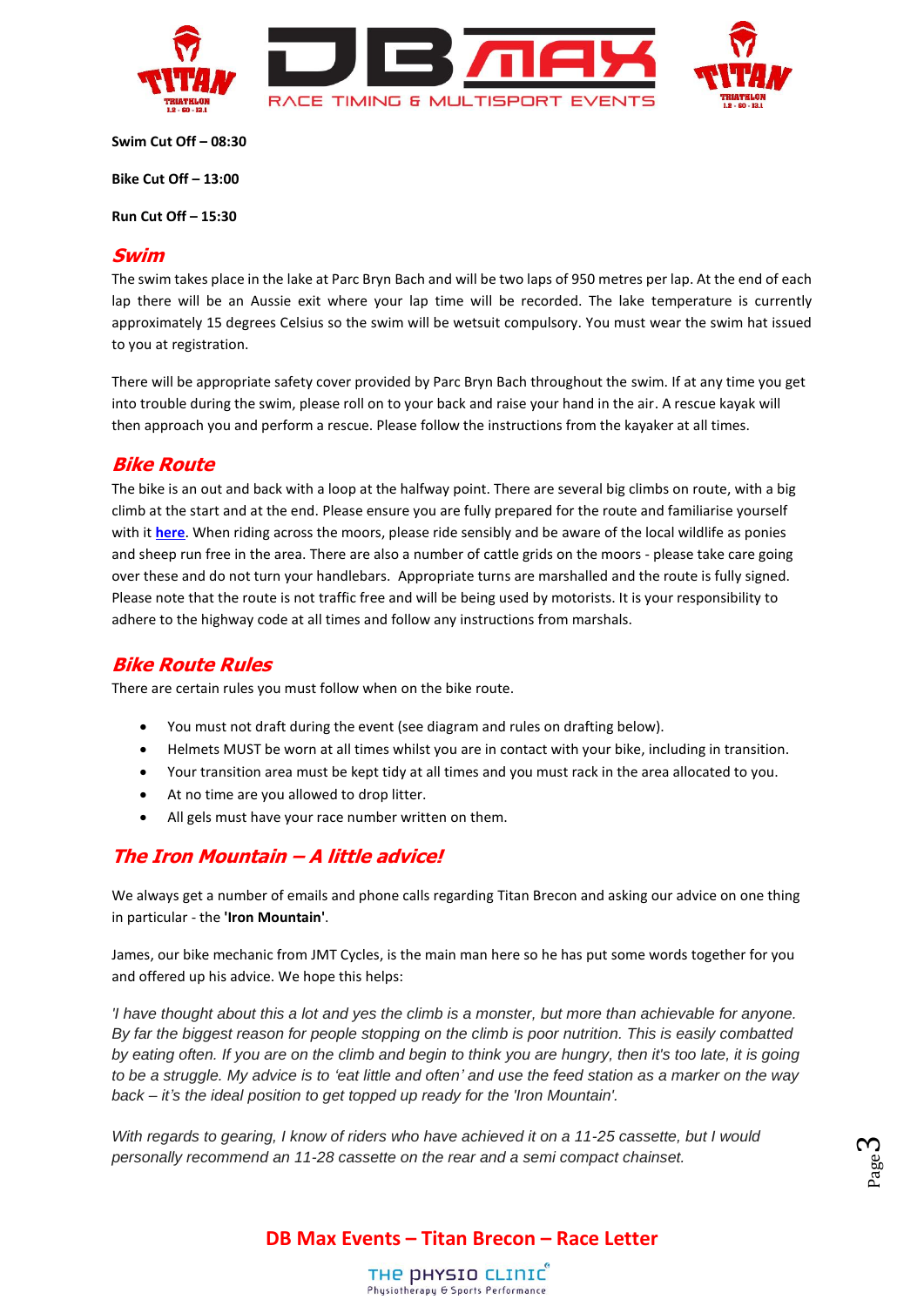**Swim Cut Off – 08:30**

**Bike Cut Off – 13:00**

**Run Cut Off – 15:30**

## *Swim*

The swim takes place in the lake at Parc Bryn Bach and will be two laps of 950 metres per lap. At the end of each lap there will be an Aussie exit where your lap time will be recorded. The lake temperature is currently approximately 15 degrees Celsius so the swim will be wetsuit compulsory. You must wear the swim hat issued to you at registration.

There will be appropriate safety cover provided by Parc Bryn Bach throughout the swim. If at any time you get into trouble during the swim, please roll on to your back and raise your hand in the air. A rescue kayak will then approach you and perform a rescue. Please follow the instructions from the kayaker at all times.

## *Bike Route*

The bike is an out and back with a loop at the halfway point. There are several big climbs on route, with a big climb at the start and at the end. Please ensure you are fully prepared for the route and familiarise yourself with it **here**. When riding across the moors, please ride sensibly and be aware of the local wildlife as ponies and sheep run free in the area. There are also a number of cattle grids on the moors - please take care going over these and do not turn your handlebars. Appropriate turns are marshalled and the route is fully signed. Please note that the route is not traffic free and will be being used by motorists. It is your responsibility to adhere to the highway code at all times and follow any instructions from marshals.

## *Bike Route Rules*

There are certain rules you must follow when on the bike route.

- You must not draft during the event (see diagram and rules on drafting below).
- Helmets MUST be worn at all times whilst you are in contact with your bike, including in transition.
- Your transition area must be kept tidy at all times and you must rack in the area allocated to you.
- At no time are you allowed to drop litter.
- All gels must have your race number written on them.

## *The Iron Mountain – A little advice!*

We always get a number of emails and phone calls regarding Titan Brecon and asking our advice on one thing in particular - the **'Iron Mountain'**.

James, our bike mechanic from JMT Cycles, is the main man here so he has put some words together for you and offered up his advice. We hope this helps:

*'I have thought about this a lot and yes the climb is a monster, but more than achievable for anyone. By far the biggest reason for people stopping on the climb is poor nutrition. This is easily combatted by eating often. If you are on the climb and begin to think you are hungry, then it's too late, it is going to be a struggle. My advice is to 'eat little and often' and use the feed station as a marker on the way back – it's the ideal position to get topped up ready for the 'Iron Mountain'.*

*With regards to gearing, I know of riders who have achieved it on a 11-25 cassette, but I would personally recommend an 11-28 cassette on the rear and a semi compact chainset.*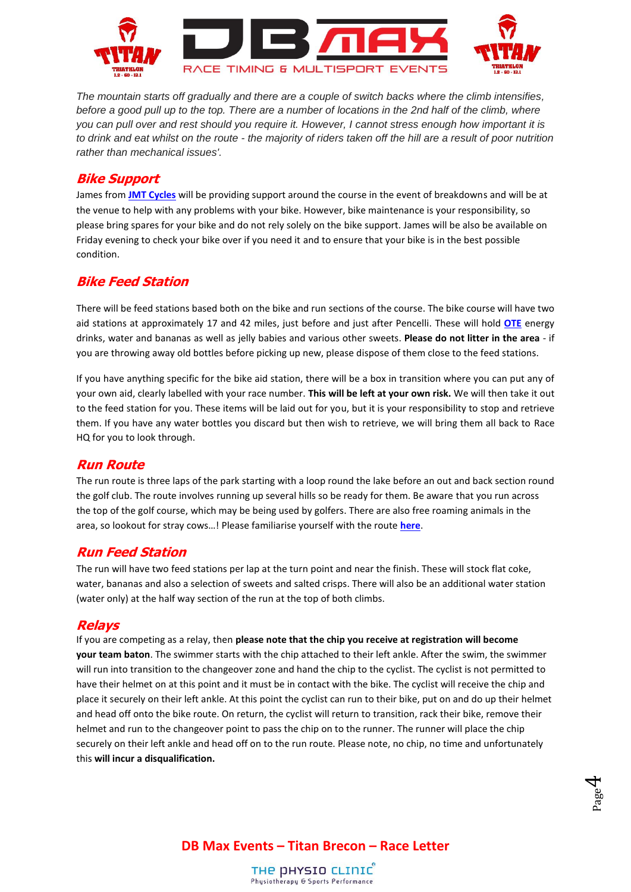*The mountain starts off gradually and there are a couple of switch backs where the climb intensifies, before a good pull up to the top. There are a number of locations in the 2nd half of the climb, where you can pull over and rest should you require it. However, I cannot stress enough how important it is to drink and eat whilst on the route - the majority of riders taken off the hill are a result of poor nutrition rather than mechanical issues'.*

## Bike Support

James from **JMT Cycles** will be providing support around the course in the event of breakdowns and will be at the venue to help with any problems with your bike. However, bike maintenance is your responsibility, so please bring spares for your bike and do not rely solely on the bike support. James will be also be available on Friday evening to check your bike over if you need it and to ensure that your bike is in the best possible condition.

## Bike Feed Station

There will be feed stations based both on the bike and run sections of the course. The bike course will have two aid stations at approximately 17 and 42 miles, just before and just after Pencelli. These will hold **OTE** energy drinks, water and bananas as well as jelly babies and various other sweets. **Please do not litter in the area** - if you are throwing away old bottles before picking up new, please dispose of them close to the feed stations.

If you have anything specific for the bike aid station, there will be a box in transition where you can put any of your own aid, clearly labelled with your race number. **This will be left at your own risk.** We will then take it out to the feed station for you. These items will be laid out for you, but it is your responsibility to stop and retrieve them. If you have any water bottles you discard but then wish to retrieve, we will bring them all back to Race HQ for you to look through.

## Run Route

The run route is three laps of the park starting with a loop round the lake before an out and back section round the golf club. The route involves running up several hills so be ready for them. Be aware that you run across the top of the golf course, which may be being used by golfers. There are also free roaming animals in the area, so lookout for stray cows…! Please familiarise yourself with the route **here**.

## Run Feed Station

The run will have two feed stations per lap at the turn point and near the finish. These will stock flat coke, water, bananas and also a selection of sweets and salted crisps. There will also be an additional water station (water only) at the half way section of the run at the top of both climbs.

## Relays

If you are competing as a relay, then **please note that the chip you receive at registration will become your team baton**. The swimmer starts with the chip attached to their left ankle. After the swim, the swimmer will run into transition to the changeover zone and hand the chip to the cyclist. The cyclist is not permitted to have their helmet on at this point and it must be in contact with the bike. The cyclist will receive the chip and place it securely on their left ankle. At this point the cyclist can run to their bike, put on and do up their helmet and head off onto the bike route. On return, the cyclist will return to transition, rack their bike, remove their helmet and run to the changeover point to pass the chip on to the runner. The runner will place the chip securely on their left ankle and head off on to the run route. Please note, no chip, no time and unfortunately this **will incur a disqualification.**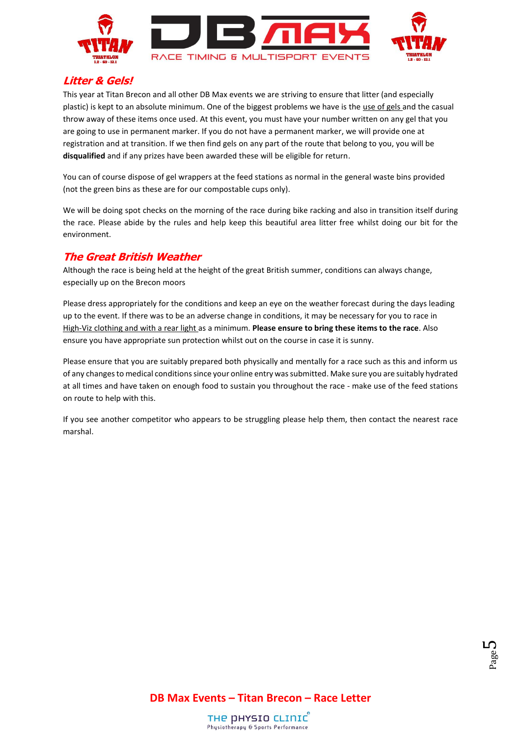## Litter & Gels!

This year at Titan Brecon and all other DB Max events we are striving to ensure that litter (and especially plastic) is kept to an absolute minimum. One of the biggest problems we have is the use of gels and the casual throw away of these items once used. At this event, you must have your number written on any gel that you are going to use in permanent marker. If you do not have a permanent marker, we will provide one at registration and at transition. If we then find gels on any part of the route that belong to you, you will be **disqualified** and if any prizes have been awarded these will be eligible for return.

You can of course dispose of gel wrappers at the feed stations as normal in the general waste bins provided (not the green bins as these are for our compostable cups only).

We will be doing spot checks on the morning of the race during bike racking and also in transition itself during the race. Please abide by the rules and help keep this beautiful area litter free whilst doing our bit for the environment.

## The Great British Weather

Although the race is being held at the height of the great British summer, conditions can always change, especially up on the Brecon moors

Please dress appropriately for the conditions and keep an eye on the weather forecast during the days leading up to the event. If there was to be an adverse change in conditions, it may be necessary for you to race in High-Viz clothing and with a rear light as a minimum. **Please ensure to bring these items to the race**. Also ensure you have appropriate sun protection whilst out on the course in case it is sunny.

Please ensure that you are suitably prepared both physically and mentally for a race such as this and inform us of any changes to medical conditions since your online entry was submitted. Make sure you are suitably hydrated at all times and have taken on enough food to sustain you throughout the race - make use of the feed stations on route to help with this.

If you see another competitor who appears to be struggling please help them, then contact the nearest race marshal.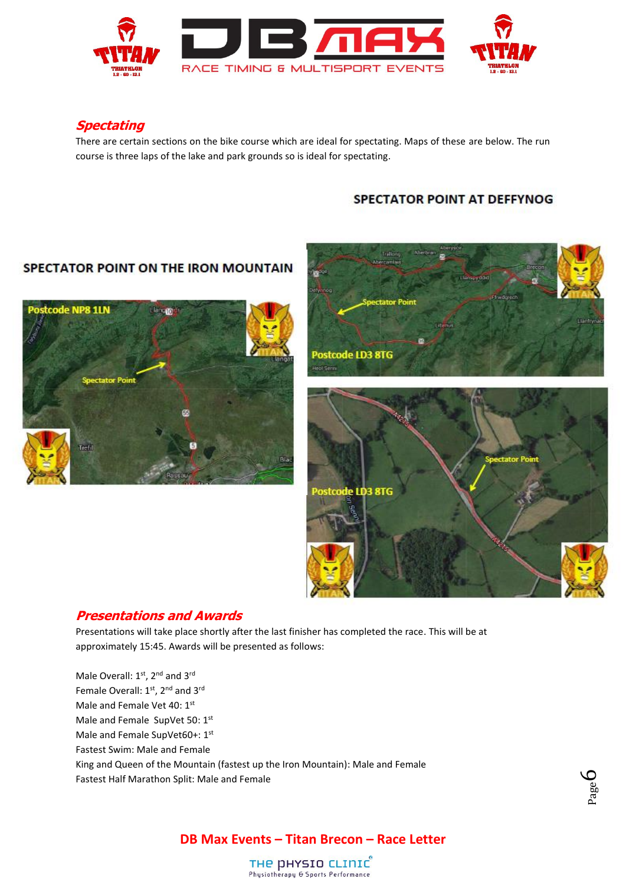## *Spectating*

There are certain sections on the bike course which are ideal for spectating. Maps of these are below. The run course is three laps of the lake and park grounds so is ideal for spectating.

**SPECTATOR POINT AT DEFFYNOG**

**SPECTATOR POINT ON THE IRON MOUNTAIN**

Postcode NP8 1LN

Spectator Point

Postcode LD3 8TG

Spectator Point

Postcode LD3 8TG

Spectator Point

## *Presentations and Awards*

Presentations will take place shortly after the last finisher has completed the race. This will be at approximately 15:45. Awards will be presented as follows:

Male Overall: 1st, 2nd and 3rd
Female Overall: 1st, 2nd and 3rd
Male and Female Vet 40: 1st
Male and Female SupVet 50: 1st
Male and Female SupVet60+: 1st
Fastest Swim: Male and Female
King and Queen of the Mountain (fastest up the Iron Mountain): Male and Female
Fastest Half Marathon Split: Male and Female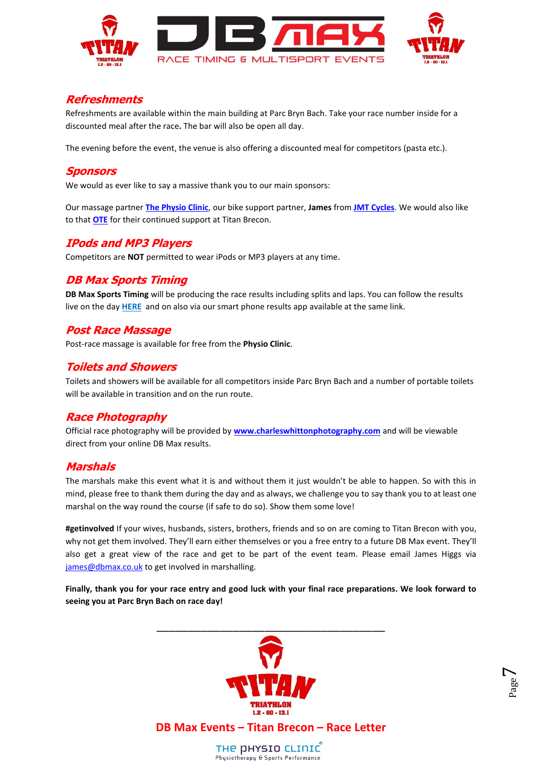## Refreshments

Refreshments are available within the main building at Parc Bryn Bach. Take your race number inside for a discounted meal after the race**.** The bar will also be open all day.

The evening before the event, the venue is also offering a discounted meal for competitors (pasta etc.).

## Sponsors

We would as ever like to say a massive thank you to our main sponsors:

Our massage partner **The Physio Clinic**, our bike support partner, **James** from **JMT Cycles**. We would also like to that **OTE** for their continued support at Titan Brecon.

## IPods and MP3 Players

Competitors are **NOT** permitted to wear iPods or MP3 players at any time.

## DB Max Sports Timing

**DB Max Sports Timing** will be producing the race results including splits and laps. You can follow the results live on the day **HERE** and on also via our smart phone results app available at the same link.

## Post Race Massage

Post-race massage is available for free from the **Physio Clinic**.

## Toilets and Showers

Toilets and showers will be available for all competitors inside Parc Bryn Bach and a number of portable toilets will be available in transition and on the run route.

## Race Photography

Official race photography will be provided by **www.charleswhittonphotography.com** and will be viewable direct from your online DB Max results.

## Marshals

The marshals make this event what it is and without them it just wouldn't be able to happen. So with this in mind, please free to thank them during the day and as always, we challenge you to say thank you to at least one marshal on the way round the course (if safe to do so). Show them some love!

**#getinvolved** If your wives, husbands, sisters, brothers, friends and so on are coming to Titan Brecon with you, why not get them involved. They'll earn either themselves or you a free entry to a future DB Max event. They'll also get a great view of the race and get to be part of the event team. Please email James Higgs via james@dbmax.co.uk to get involved in marshalling.

**Finally, thank you for your race entry and good luck with your final race preparations. We look forward to seeing you at Parc Bryn Bach on race day!**

---

**DB Max Events – Titan Brecon – Race Letter**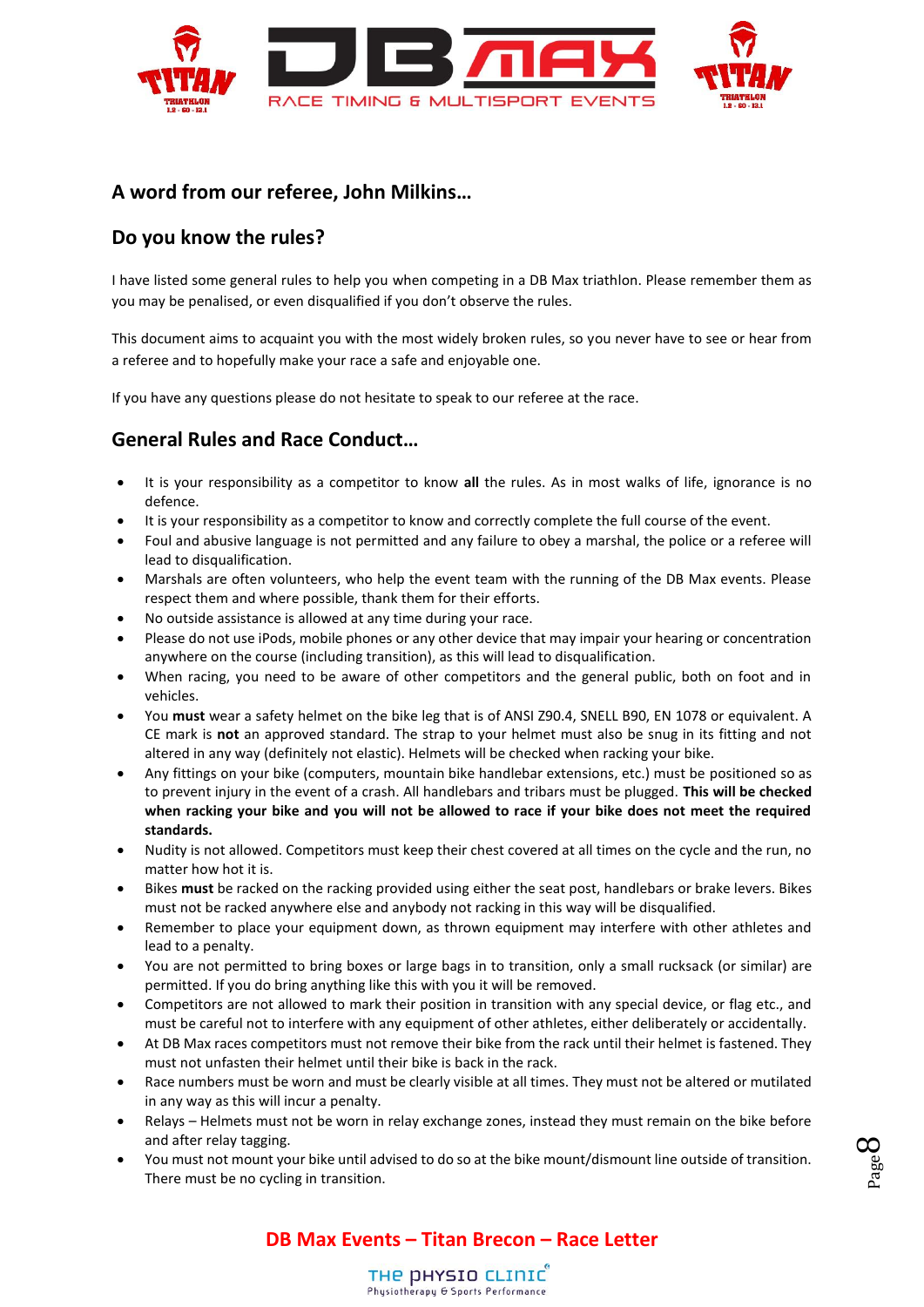## A word from our referee, John Milkins…

## Do you know the rules?

I have listed some general rules to help you when competing in a DB Max triathlon. Please remember them as you may be penalised, or even disqualified if you don't observe the rules.

This document aims to acquaint you with the most widely broken rules, so you never have to see or hear from a referee and to hopefully make your race a safe and enjoyable one.

If you have any questions please do not hesitate to speak to our referee at the race.

## General Rules and Race Conduct…

- It is your responsibility as a competitor to know **all** the rules. As in most walks of life, ignorance is no defence.
- It is your responsibility as a competitor to know and correctly complete the full course of the event.
- Foul and abusive language is not permitted and any failure to obey a marshal, the police or a referee will lead to disqualification.
- Marshals are often volunteers, who help the event team with the running of the DB Max events. Please respect them and where possible, thank them for their efforts.
- No outside assistance is allowed at any time during your race.
- Please do not use iPods, mobile phones or any other device that may impair your hearing or concentration anywhere on the course (including transition), as this will lead to disqualification.
- When racing, you need to be aware of other competitors and the general public, both on foot and in vehicles.
- You **must** wear a safety helmet on the bike leg that is of ANSI Z90.4, SNELL B90, EN 1078 or equivalent. A CE mark is **not** an approved standard. The strap to your helmet must also be snug in its fitting and not altered in any way (definitely not elastic). Helmets will be checked when racking your bike.
- Any fittings on your bike (computers, mountain bike handlebar extensions, etc.) must be positioned so as to prevent injury in the event of a crash. All handlebars and tribars must be plugged. **This will be checked when racking your bike and you will not be allowed to race if your bike does not meet the required standards.**
- Nudity is not allowed. Competitors must keep their chest covered at all times on the cycle and the run, no matter how hot it is.
- Bikes **must** be racked on the racking provided using either the seat post, handlebars or brake levers. Bikes must not be racked anywhere else and anybody not racking in this way will be disqualified.
- Remember to place your equipment down, as thrown equipment may interfere with other athletes and lead to a penalty.
- You are not permitted to bring boxes or large bags in to transition, only a small rucksack (or similar) are permitted. If you do bring anything like this with you it will be removed.
- Competitors are not allowed to mark their position in transition with any special device, or flag etc., and must be careful not to interfere with any equipment of other athletes, either deliberately or accidentally.
- At DB Max races competitors must not remove their bike from the rack until their helmet is fastened. They must not unfasten their helmet until their bike is back in the rack.
- Race numbers must be worn and must be clearly visible at all times. They must not be altered or mutilated in any way as this will incur a penalty.
- Relays – Helmets must not be worn in relay exchange zones, instead they must remain on the bike before and after relay tagging.
- You must not mount your bike until advised to do so at the bike mount/dismount line outside of transition. There must be no cycling in transition.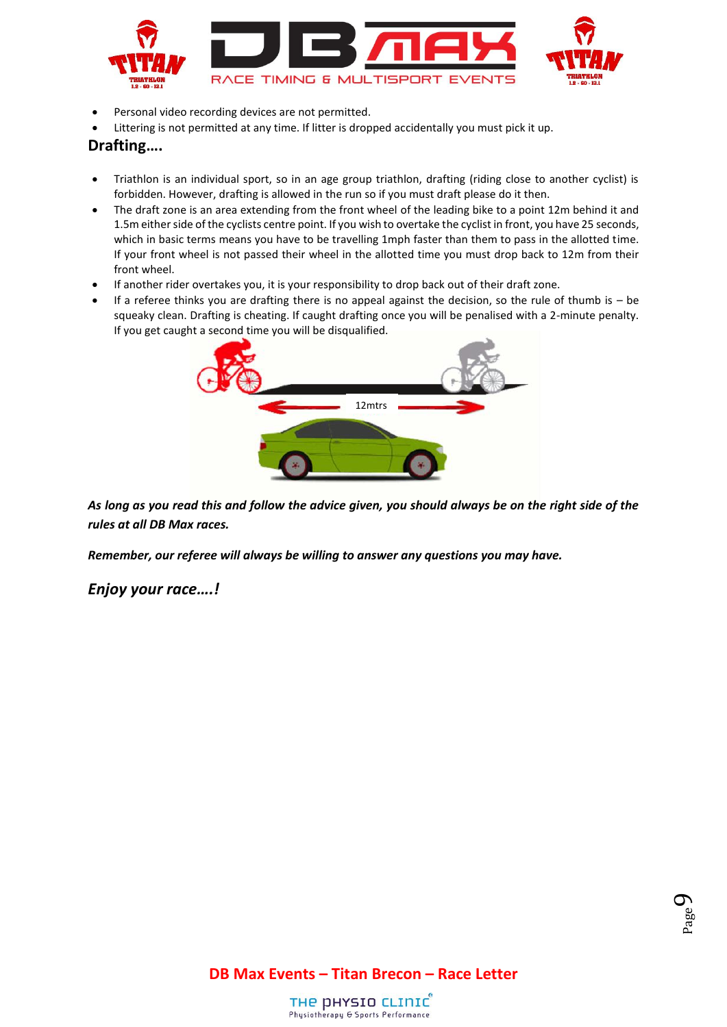- Personal video recording devices are not permitted.
- Littering is not permitted at any time. If litter is dropped accidentally you must pick it up.

## Drafting….

- Triathlon is an individual sport, so in an age group triathlon, drafting (riding close to another cyclist) is forbidden. However, drafting is allowed in the run so if you must draft please do it then.
- The draft zone is an area extending from the front wheel of the leading bike to a point 12m behind it and 1.5m either side of the cyclists centre point. If you wish to overtake the cyclist in front, you have 25 seconds, which in basic terms means you have to be travelling 1mph faster than them to pass in the allotted time. If your front wheel is not passed their wheel in the allotted time you must drop back to 12m from their front wheel.
- If another rider overtakes you, it is your responsibility to drop back out of their draft zone.
- If a referee thinks you are drafting there is no appeal against the decision, so the rule of thumb is – be squeaky clean. Drafting is cheating. If caught drafting once you will be penalised with a 2-minute penalty. If you get caught a second time you will be disqualified.

***As long as you read this and follow the advice given, you should always be on the right side of the rules at all DB Max races.***

***Remember, our referee will always be willing to answer any questions you may have.***

*Enjoy your race….!*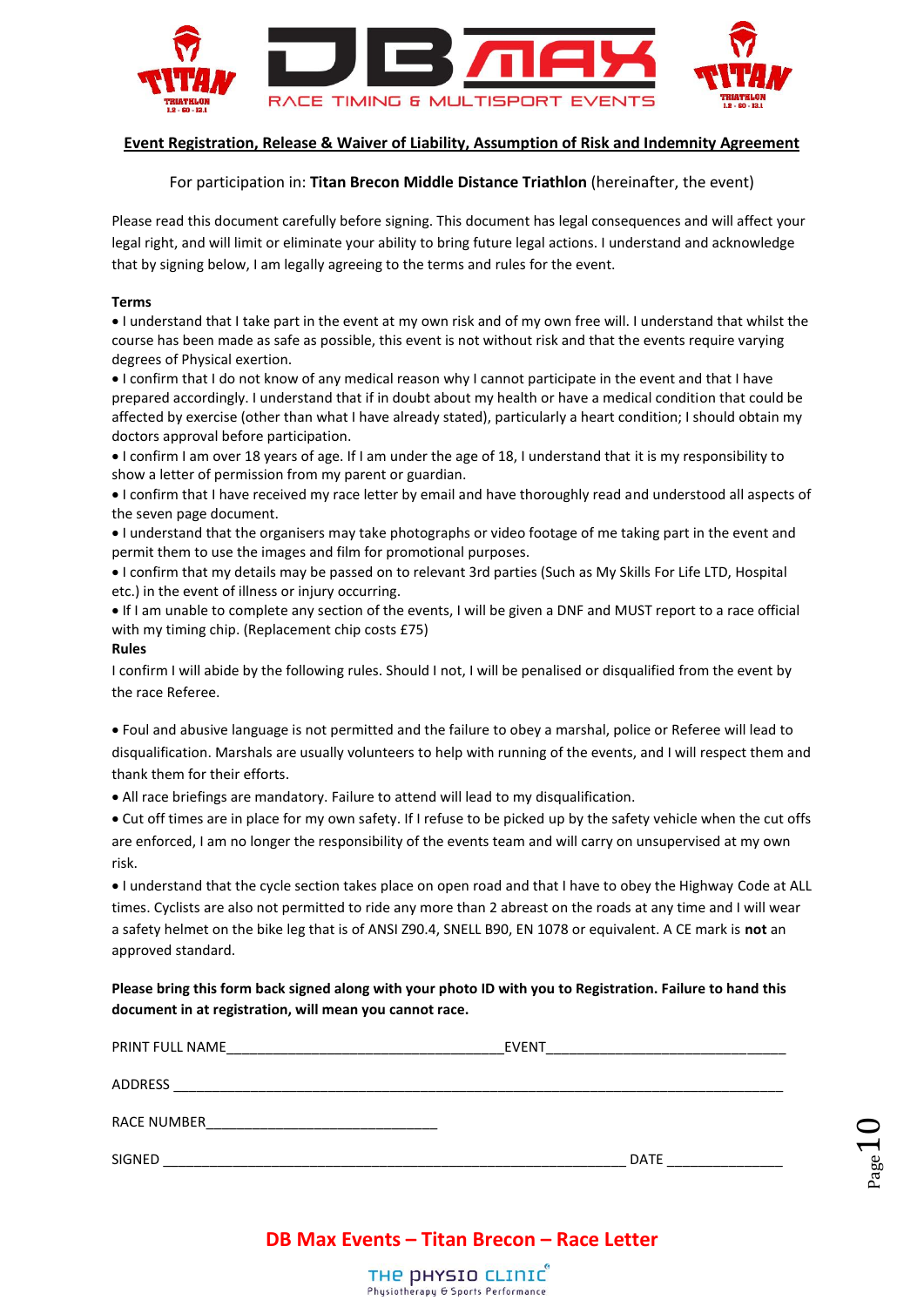**Event Registration, Release & Waiver of Liability, Assumption of Risk and Indemnity Agreement**

For participation in: **Titan Brecon Middle Distance Triathlon** (hereinafter, the event)

Please read this document carefully before signing. This document has legal consequences and will affect your legal right, and will limit or eliminate your ability to bring future legal actions. I understand and acknowledge that by signing below, I am legally agreeing to the terms and rules for the event.

**Terms**

- I understand that I take part in the event at my own risk and of my own free will. I understand that whilst the course has been made as safe as possible, this event is not without risk and that the events require varying degrees of Physical exertion.
- I confirm that I do not know of any medical reason why I cannot participate in the event and that I have prepared accordingly. I understand that if in doubt about my health or have a medical condition that could be affected by exercise (other than what I have already stated), particularly a heart condition; I should obtain my doctors approval before participation.
- I confirm I am over 18 years of age. If I am under the age of 18, I understand that it is my responsibility to show a letter of permission from my parent or guardian.
- I confirm that I have received my race letter by email and have thoroughly read and understood all aspects of the seven page document.
- I understand that the organisers may take photographs or video footage of me taking part in the event and permit them to use the images and film for promotional purposes.
- I confirm that my details may be passed on to relevant 3rd parties (Such as My Skills For Life LTD, Hospital etc.) in the event of illness or injury occurring.
- If I am unable to complete any section of the events, I will be given a DNF and MUST report to a race official with my timing chip. (Replacement chip costs £75)

**Rules**

I confirm I will abide by the following rules. Should I not, I will be penalised or disqualified from the event by the race Referee.

- Foul and abusive language is not permitted and the failure to obey a marshal, police or Referee will lead to disqualification. Marshals are usually volunteers to help with running of the events, and I will respect them and thank them for their efforts.
- All race briefings are mandatory. Failure to attend will lead to my disqualification.
- Cut off times are in place for my own safety. If I refuse to be picked up by the safety vehicle when the cut offs are enforced, I am no longer the responsibility of the events team and will carry on unsupervised at my own risk.
- I understand that the cycle section takes place on open road and that I have to obey the Highway Code at ALL times. Cyclists are also not permitted to ride any more than 2 abreast on the roads at any time and I will wear a safety helmet on the bike leg that is of ANSI Z90.4, SNELL B90, EN 1078 or equivalent. A CE mark is **not** an approved standard.

**Please bring this form back signed along with your photo ID with you to Registration. Failure to hand this document in at registration, will mean you cannot race.**

PRINT FULL NAME___________________________________ EVENT______________________________

ADDRESS ________________________________________________________________________________

RACE NUMBER_____________________________

SIGNED ___________________________________________________________ DATE ______________